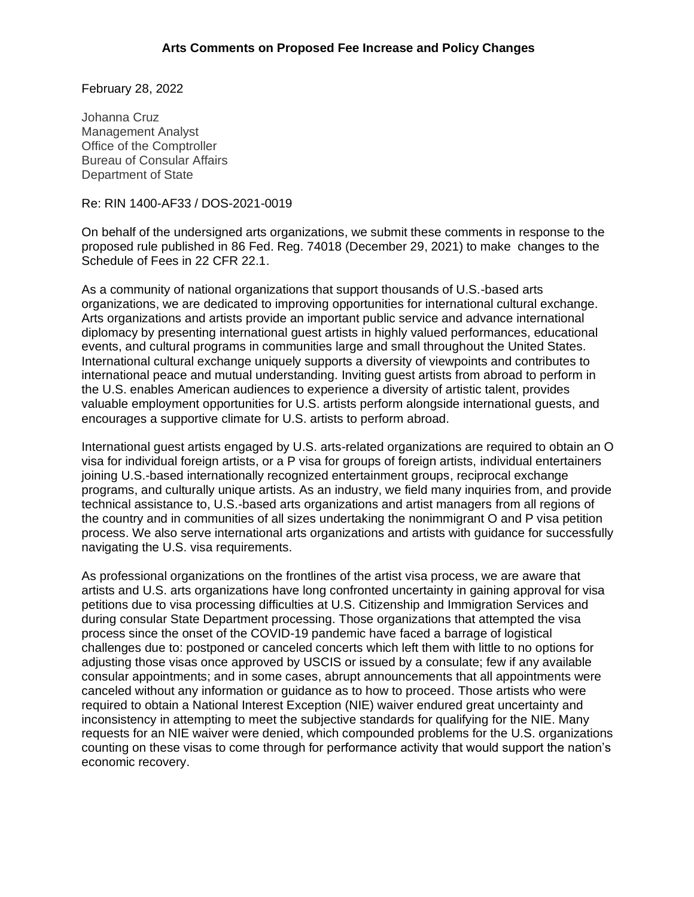**Arts Comments on Proposed Fee Increase and Policy Changes**

February 28, 2022

Johanna Cruz
Management Analyst
Office of the Comptroller
Bureau of Consular Affairs
Department of State

Re: RIN 1400-AF33 / DOS-2021-0019

On behalf of the undersigned arts organizations, we submit these comments in response to the proposed rule published in 86 Fed. Reg. 74018 (December 29, 2021) to make changes to the Schedule of Fees in 22 CFR 22.1.

As a community of national organizations that support thousands of U.S.-based arts organizations, we are dedicated to improving opportunities for international cultural exchange. Arts organizations and artists provide an important public service and advance international diplomacy by presenting international guest artists in highly valued performances, educational events, and cultural programs in communities large and small throughout the United States. International cultural exchange uniquely supports a diversity of viewpoints and contributes to international peace and mutual understanding. Inviting guest artists from abroad to perform in the U.S. enables American audiences to experience a diversity of artistic talent, provides valuable employment opportunities for U.S. artists perform alongside international guests, and encourages a supportive climate for U.S. artists to perform abroad.

International guest artists engaged by U.S. arts-related organizations are required to obtain an O visa for individual foreign artists, or a P visa for groups of foreign artists, individual entertainers joining U.S.-based internationally recognized entertainment groups, reciprocal exchange programs, and culturally unique artists. As an industry, we field many inquiries from, and provide technical assistance to, U.S.-based arts organizations and artist managers from all regions of the country and in communities of all sizes undertaking the nonimmigrant O and P visa petition process. We also serve international arts organizations and artists with guidance for successfully navigating the U.S. visa requirements.

As professional organizations on the frontlines of the artist visa process, we are aware that artists and U.S. arts organizations have long confronted uncertainty in gaining approval for visa petitions due to visa processing difficulties at U.S. Citizenship and Immigration Services and during consular State Department processing. Those organizations that attempted the visa process since the onset of the COVID-19 pandemic have faced a barrage of logistical challenges due to: postponed or canceled concerts which left them with little to no options for adjusting those visas once approved by USCIS or issued by a consulate; few if any available consular appointments; and in some cases, abrupt announcements that all appointments were canceled without any information or guidance as to how to proceed. Those artists who were required to obtain a National Interest Exception (NIE) waiver endured great uncertainty and inconsistency in attempting to meet the subjective standards for qualifying for the NIE. Many requests for an NIE waiver were denied, which compounded problems for the U.S. organizations counting on these visas to come through for performance activity that would support the nation's economic recovery.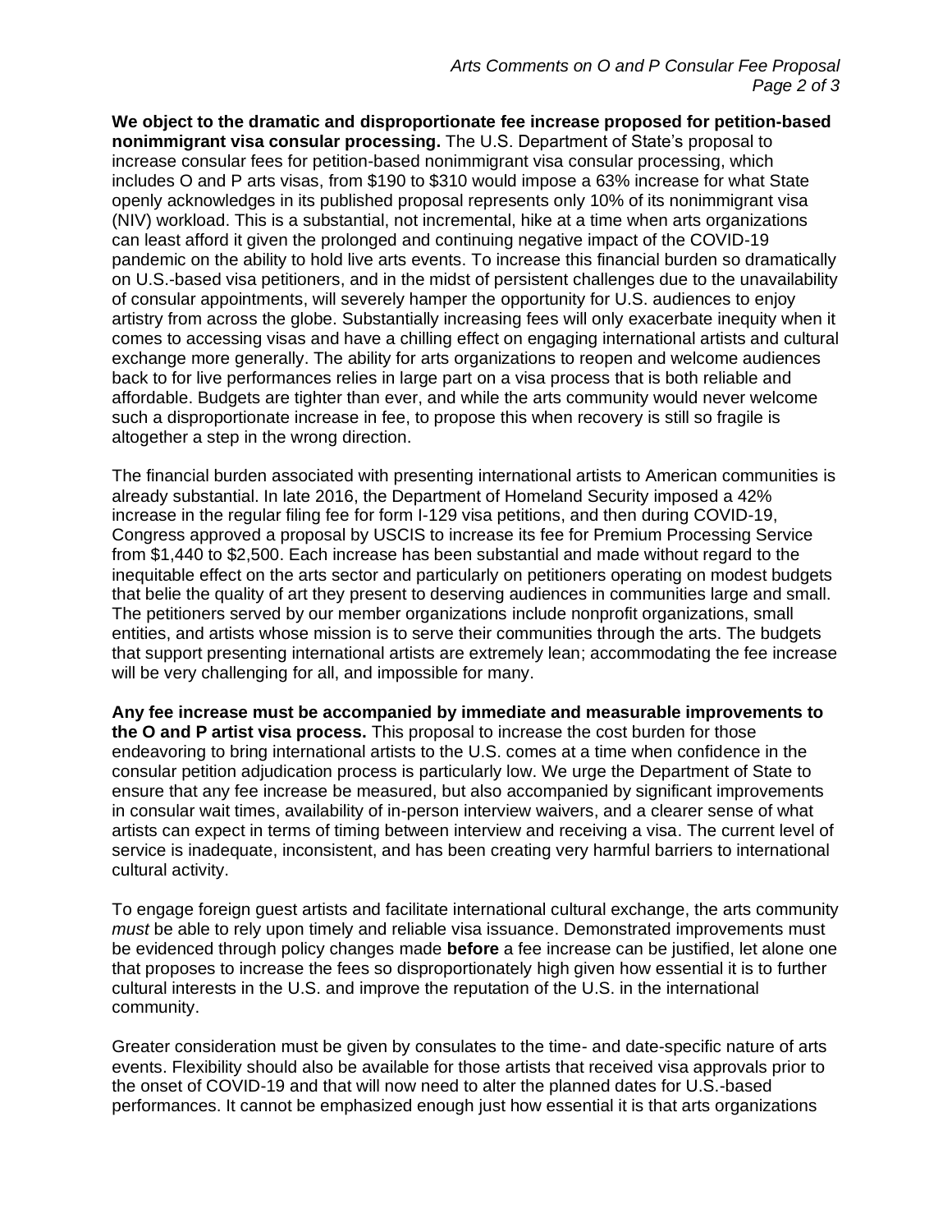**We object to the dramatic and disproportionate fee increase proposed for petition-based nonimmigrant visa consular processing.** The U.S. Department of State's proposal to increase consular fees for petition-based nonimmigrant visa consular processing, which includes O and P arts visas, from $190 to $310 would impose a 63% increase for what State openly acknowledges in its published proposal represents only 10% of its nonimmigrant visa (NIV) workload. This is a substantial, not incremental, hike at a time when arts organizations can least afford it given the prolonged and continuing negative impact of the COVID-19 pandemic on the ability to hold live arts events. To increase this financial burden so dramatically on U.S.-based visa petitioners, and in the midst of persistent challenges due to the unavailability of consular appointments, will severely hamper the opportunity for U.S. audiences to enjoy artistry from across the globe. Substantially increasing fees will only exacerbate inequity when it comes to accessing visas and have a chilling effect on engaging international artists and cultural exchange more generally. The ability for arts organizations to reopen and welcome audiences back to for live performances relies in large part on a visa process that is both reliable and affordable. Budgets are tighter than ever, and while the arts community would never welcome such a disproportionate increase in fee, to propose this when recovery is still so fragile is altogether a step in the wrong direction.

The financial burden associated with presenting international artists to American communities is already substantial. In late 2016, the Department of Homeland Security imposed a 42% increase in the regular filing fee for form I-129 visa petitions, and then during COVID-19, Congress approved a proposal by USCIS to increase its fee for Premium Processing Service from $1,440 to $2,500. Each increase has been substantial and made without regard to the inequitable effect on the arts sector and particularly on petitioners operating on modest budgets that belie the quality of art they present to deserving audiences in communities large and small. The petitioners served by our member organizations include nonprofit organizations, small entities, and artists whose mission is to serve their communities through the arts. The budgets that support presenting international artists are extremely lean; accommodating the fee increase will be very challenging for all, and impossible for many.

**Any fee increase must be accompanied by immediate and measurable improvements to the O and P artist visa process.** This proposal to increase the cost burden for those endeavoring to bring international artists to the U.S. comes at a time when confidence in the consular petition adjudication process is particularly low. We urge the Department of State to ensure that any fee increase be measured, but also accompanied by significant improvements in consular wait times, availability of in-person interview waivers, and a clearer sense of what artists can expect in terms of timing between interview and receiving a visa. The current level of service is inadequate, inconsistent, and has been creating very harmful barriers to international cultural activity.

To engage foreign guest artists and facilitate international cultural exchange, the arts community *must* be able to rely upon timely and reliable visa issuance. Demonstrated improvements must be evidenced through policy changes made **before** a fee increase can be justified, let alone one that proposes to increase the fees so disproportionately high given how essential it is to further cultural interests in the U.S. and improve the reputation of the U.S. in the international community.

Greater consideration must be given by consulates to the time- and date-specific nature of arts events. Flexibility should also be available for those artists that received visa approvals prior to the onset of COVID-19 and that will now need to alter the planned dates for U.S.-based performances. It cannot be emphasized enough just how essential it is that arts organizations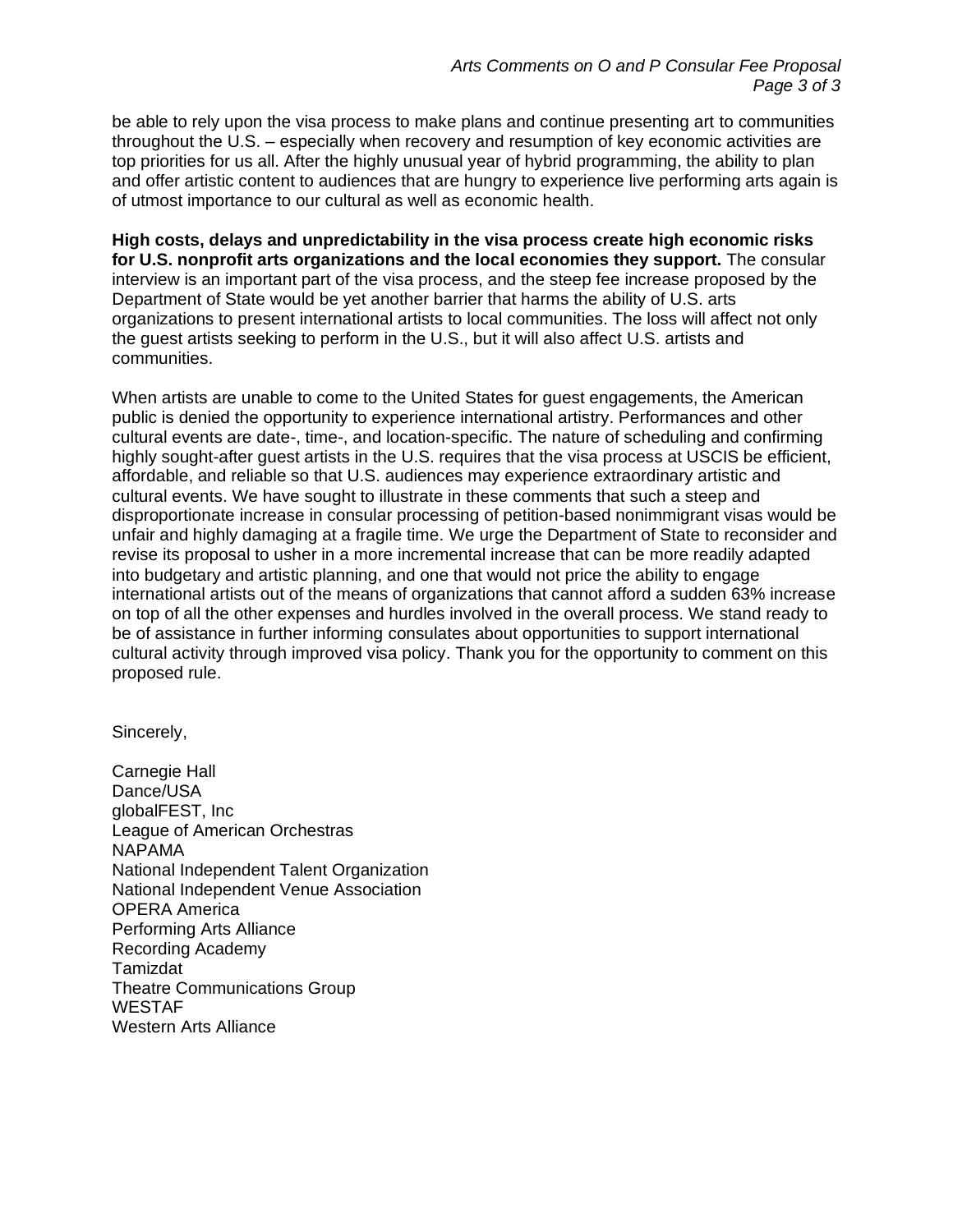be able to rely upon the visa process to make plans and continue presenting art to communities throughout the U.S. – especially when recovery and resumption of key economic activities are top priorities for us all. After the highly unusual year of hybrid programming, the ability to plan and offer artistic content to audiences that are hungry to experience live performing arts again is of utmost importance to our cultural as well as economic health.

**High costs, delays and unpredictability in the visa process create high economic risks for U.S. nonprofit arts organizations and the local economies they support.** The consular interview is an important part of the visa process, and the steep fee increase proposed by the Department of State would be yet another barrier that harms the ability of U.S. arts organizations to present international artists to local communities. The loss will affect not only the guest artists seeking to perform in the U.S., but it will also affect U.S. artists and communities.

When artists are unable to come to the United States for guest engagements, the American public is denied the opportunity to experience international artistry. Performances and other cultural events are date-, time-, and location-specific. The nature of scheduling and confirming highly sought-after guest artists in the U.S. requires that the visa process at USCIS be efficient, affordable, and reliable so that U.S. audiences may experience extraordinary artistic and cultural events. We have sought to illustrate in these comments that such a steep and disproportionate increase in consular processing of petition-based nonimmigrant visas would be unfair and highly damaging at a fragile time. We urge the Department of State to reconsider and revise its proposal to usher in a more incremental increase that can be more readily adapted into budgetary and artistic planning, and one that would not price the ability to engage international artists out of the means of organizations that cannot afford a sudden 63% increase on top of all the other expenses and hurdles involved in the overall process. We stand ready to be of assistance in further informing consulates about opportunities to support international cultural activity through improved visa policy. Thank you for the opportunity to comment on this proposed rule.

Sincerely,

Carnegie Hall
Dance/USA
globalFEST, Inc
League of American Orchestras
NAPAMA
National Independent Talent Organization
National Independent Venue Association
OPERA America
Performing Arts Alliance
Recording Academy
Tamizdat
Theatre Communications Group
WESTAF
Western Arts Alliance